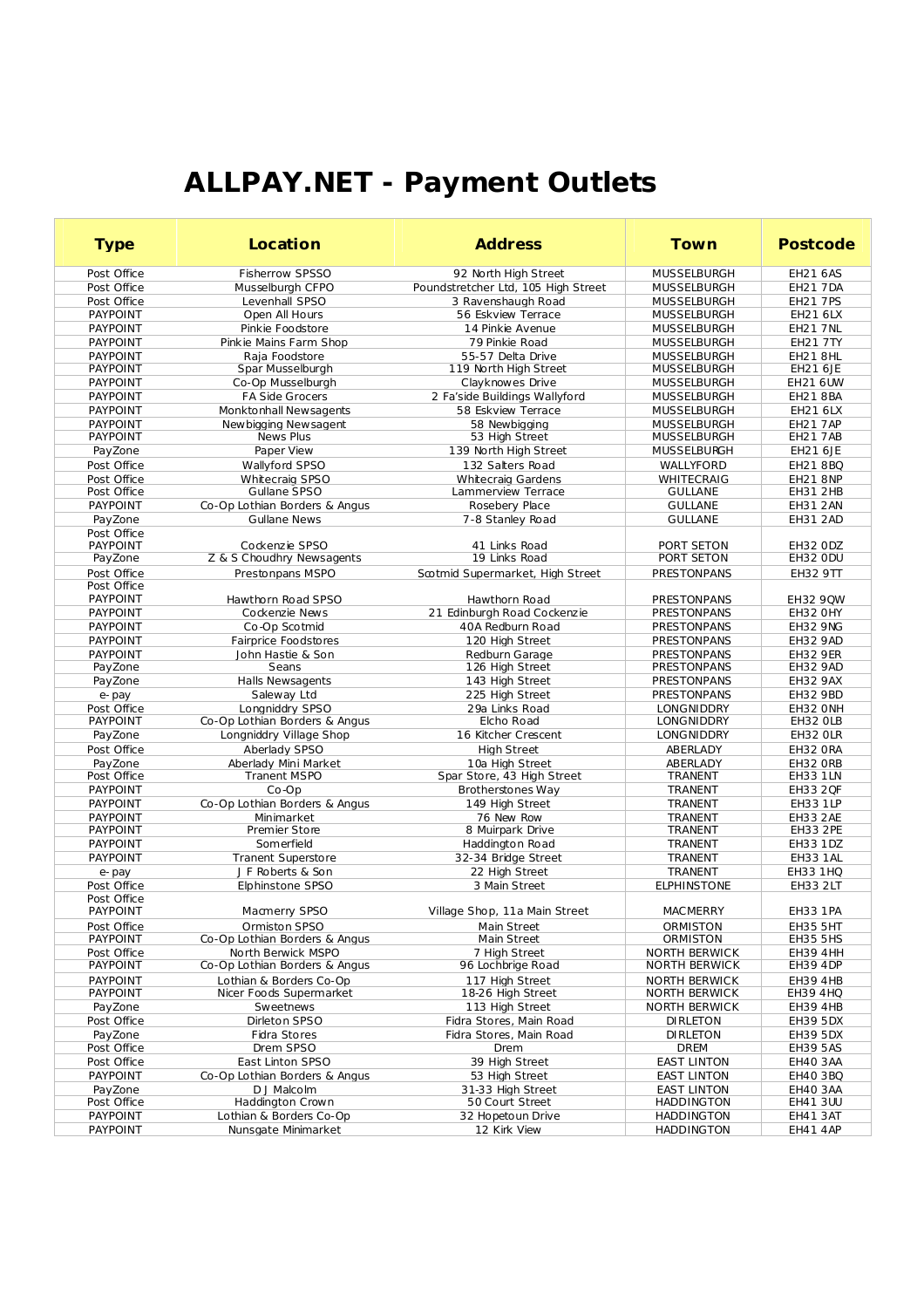# ALLPAY.NET - Payment Outlets

| Type | Location | Address | Town | Postcode |
|---|---|---|---|---|
| Post Office | Fisherrow SPSSO | 92 North High Street | MUSSELBURGH | EH21 6AS |
| Post Office | Musselburgh CFPO | Poundstretcher Ltd, 105 High Street | MUSSELBURGH | EH21 7DA |
| Post Office | Levenhall SPSO | 3 Ravenshaugh Road | MUSSELBURGH | EH21 7PS |
| PAYPOINT | Open All Hours | 56 Eskview Terrace | MUSSELBURGH | EH21 6LX |
| PAYPOINT | Pinkie Foodstore | 14 Pinkie Avenue | MUSSELBURGH | EH21 7NL |
| PAYPOINT | Pinkie Mains Farm Shop | 79 Pinkie Road | MUSSELBURGH | EH21 7TY |
| PAYPOINT | Raja Foodstore | 55-57 Delta Drive | MUSSELBURGH | EH21 8HL |
| PAYPOINT | Spar Musselburgh | 119 North High Street | MUSSELBURGH | EH21 6JE |
| PAYPOINT | Co-Op Musselburgh | Clayknowes Drive | MUSSELBURGH | EH21 6UW |
| PAYPOINT | FA Side Grocers | 2 Fa'side Buildings Wallyford | MUSSELBURGH | EH21 8BA |
| PAYPOINT | Monktonhall Newsagents | 58 Eskview Terrace | MUSSELBURGH | EH21 6LX |
| PAYPOINT | Newbigging Newsagent | 58 Newbigging | MUSSELBURGH | EH21 7AP |
| PAYPOINT | News Plus | 53 High Street | MUSSELBURGH | EH21 7AB |
| PayZone | Paper View | 139 North High Street | MUSSELBURGH | EH21 6JE |
| Post Office | Wallyford SPSO | 132 Salters Road | WALLYFORD | EH21 8BQ |
| Post Office | Whitecraig SPSO | Whitecraig Gardens | WHITECRAIG | EH21 8NP |
| Post Office | Gullane SPSO | Lammerview Terrace | GULLANE | EH31 2HB |
| PAYPOINT | Co-Op Lothian Borders & Angus | Rosebery Place | GULLANE | EH31 2AN |
| PayZone | Gullane News | 7-8 Stanley Road | GULLANE | EH31 2AD |
| Post Office PAYPOINT | Cockenzie SPSO | 41 Links Road | PORT SETON | EH32 0DZ |
| PayZone | Z & S Choudhry Newsagents | 19 Links Road | PORT SETON | EH32 0DU |
| Post Office | Prestonpans MSPO | Scotmid Supermarket, High Street | PRESTONPANS | EH32 9TT |
| Post Office PAYPOINT | Hawthorn Road SPSO | Hawthorn Road | PRESTONPANS | EH32 9QW |
| PAYPOINT | Cockenzie News | 21 Edinburgh Road Cockenzie | PRESTONPANS | EH32 0HY |
| PAYPOINT | Co-Op Scotmid | 40A Redburn Road | PRESTONPANS | EH32 9NG |
| PAYPOINT | Fairprice Foodstores | 120 High Street | PRESTONPANS | EH32 9AD |
| PAYPOINT | John Hastie & Son | Redburn Garage | PRESTONPANS | EH32 9ER |
| PayZone | Seans | 126 High Street | PRESTONPANS | EH32 9AD |
| PayZone | Halls Newsagents | 143 High Street | PRESTONPANS | EH32 9AX |
| e-pay | Saleway Ltd | 225 High Street | PRESTONPANS | EH32 9BD |
| Post Office | Longniddry SPSO | 29a Links Road | LONGNIDDRY | EH32 0NH |
| PAYPOINT | Co-Op Lothian Borders & Angus | Elcho Road | LONGNIDDRY | EH32 0LB |
| PayZone | Longniddry Village Shop | 16 Kitcher Crescent | LONGNIDDRY | EH32 0LR |
| Post Office | Aberlady SPSO | High Street | ABERLADY | EH32 0RA |
| PayZone | Aberlady Mini Market | 10a High Street | ABERLADY | EH32 0RB |
| Post Office | Tranent MSPO | Spar Store, 43 High Street | TRANENT | EH33 1LN |
| PAYPOINT | Co-Op | Brotherstones Way | TRANENT | EH33 2QF |
| PAYPOINT | Co-Op Lothian Borders & Angus | 149 High Street | TRANENT | EH33 1LP |
| PAYPOINT | Minimarket | 76 New Row | TRANENT | EH33 2AE |
| PAYPOINT | Premier Store | 8 Muirpark Drive | TRANENT | EH33 2PE |
| PAYPOINT | Somerfield | Haddington Road | TRANENT | EH33 1DZ |
| PAYPOINT | Tranent Superstore | 32-34 Bridge Street | TRANENT | EH33 1AL |
| e-pay | J F Roberts & Son | 22 High Street | TRANENT | EH33 1HQ |
| Post Office | Elphinstone SPSO | 3 Main Street | ELPHINSTONE | EH33 2LT |
| Post Office PAYPOINT | Macmerry SPSO | Village Shop, 11a Main Street | MACMERRY | EH33 1PA |
| Post Office | Ormiston SPSO | Main Street | ORMISTON | EH35 5HT |
| PAYPOINT | Co-Op Lothian Borders & Angus | Main Street | ORMISTON | EH35 5HS |
| Post Office | North Berwick MSPO | 7 High Street | NORTH BERWICK | EH39 4HH |
| PAYPOINT | Co-Op Lothian Borders & Angus | 96 Lochbrige Road | NORTH BERWICK | EH39 4DP |
| PAYPOINT | Lothian & Borders Co-Op | 117 High Street | NORTH BERWICK | EH39 4HB |
| PAYPOINT | Nicer Foods Supermarket | 18-26 High Street | NORTH BERWICK | EH39 4HQ |
| PayZone | Sweetnews | 113 High Street | NORTH BERWICK | EH39 4HB |
| Post Office | Dirleton SPSO | Fidra Stores, Main Road | DIRLETON | EH39 5DX |
| PayZone | Fidra Stores | Fidra Stores, Main Road | DIRLETON | EH39 5DX |
| Post Office | Drem SPSO | Drem | DREM | EH39 5AS |
| Post Office | East Linton SPSO | 39 High Street | EAST LINTON | EH40 3AA |
| PAYPOINT | Co-Op Lothian Borders & Angus | 53 High Street | EAST LINTON | EH40 3BQ |
| PayZone | D J Malcolm | 31-33 High Street | EAST LINTON | EH40 3AA |
| Post Office | Haddington Crown | 50 Court Street | HADDINGTON | EH41 3UU |
| PAYPOINT | Lothian & Borders Co-Op | 32 Hopetoun Drive | HADDINGTON | EH41 3AT |
| PAYPOINT | Nunsgate Minimarket | 12 Kirk View | HADDINGTON | EH41 4AP |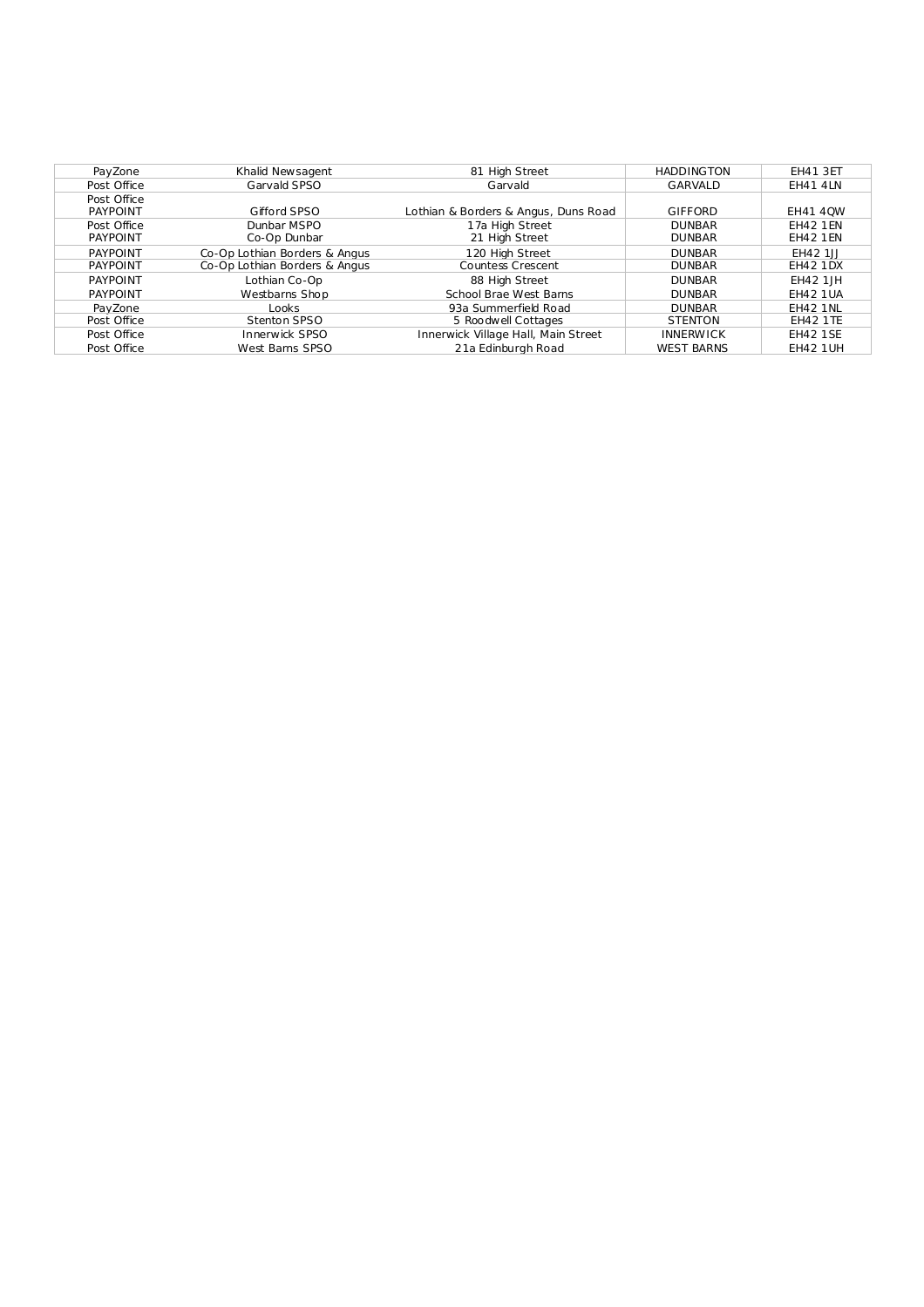| | | | | |
|---|---|---|---|---|
| PayZone | Khalid Newsagent | 81 High Street | HADDINGTON | EH41 3ET |
| Post Office | Garvald SPSO | Garvald | GARVALD | EH41 4LN |
| Post Office PAYPOINT | Gifford SPSO | Lothian & Borders & Angus, Duns Road | GIFFORD | EH41 4QW |
| Post Office | Dunbar MSPO | 17a High Street | DUNBAR | EH42 1EN |
| PAYPOINT | Co-Op Dunbar | 21 High Street | DUNBAR | EH42 1EN |
| PAYPOINT | Co-Op Lothian Borders & Angus | 120 High Street | DUNBAR | EH42 1JJ |
| PAYPOINT | Co-Op Lothian Borders & Angus | Countess Crescent | DUNBAR | EH42 1DX |
| PAYPOINT | Lothian Co-Op | 88 High Street | DUNBAR | EH42 1JH |
| PAYPOINT | Westbarns Shop | School Brae West Barns | DUNBAR | EH42 1UA |
| PayZone | Looks | 93a Summerfield Road | DUNBAR | EH42 1NL |
| Post Office | Stenton SPSO | 5 Roodwell Cottages | STENTON | EH42 1TE |
| Post Office | Innerwick SPSO | Innerwick Village Hall, Main Street | INNERWICK | EH42 1SE |
| Post Office | West Barns SPSO | 21a Edinburgh Road | WEST BARNS | EH42 1UH |